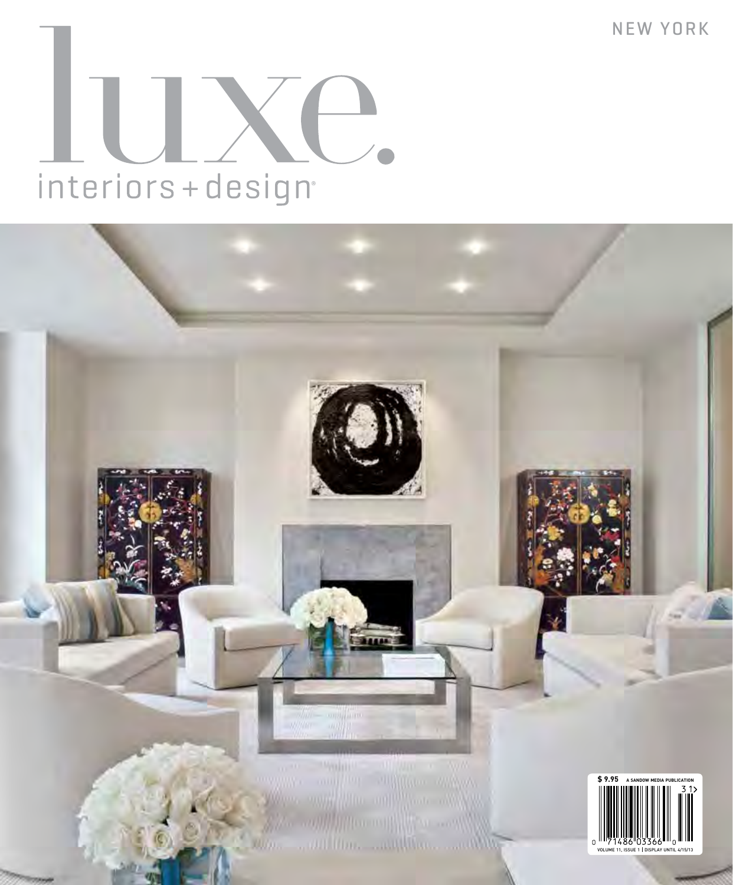NEW YORK

# luxe.

interiors + design

$ 9.95 A SANDOW MEDIA PUBLICATION

VOLUME 11, ISSUE 1 | DISPLAY UNTIL 4/15/13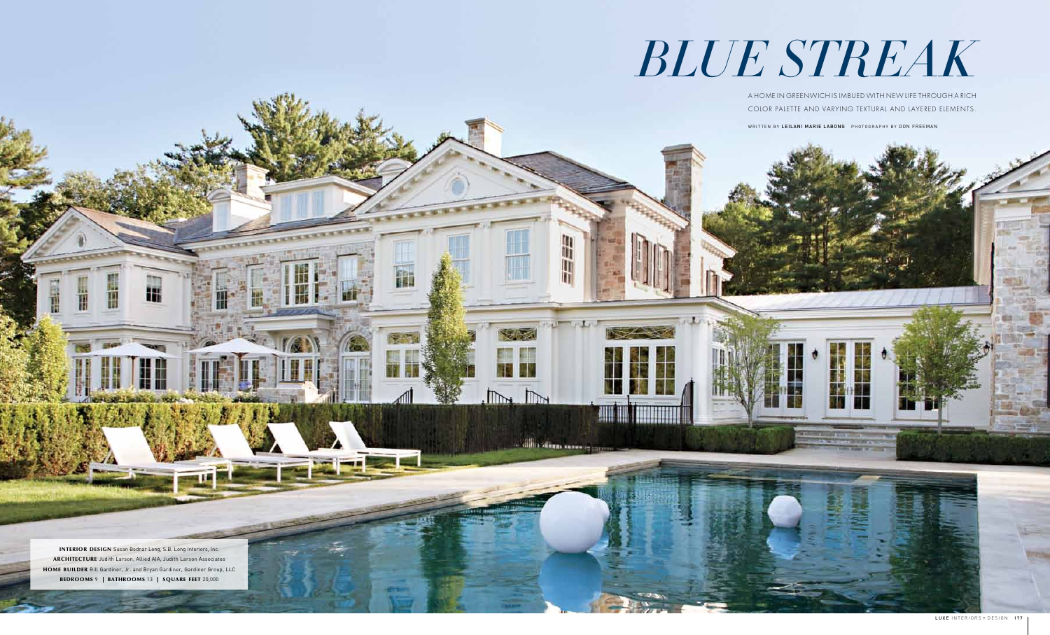# *BLUE STREAK*

A HOME IN GREENWICH IS IMBUED WITH NEW LIFE THROUGH A RICH COLOR PALETTE AND VARYING TEXTURAL AND LAYERED ELEMENTS.

WRITTEN BY **LEILANI MARIE LABONG** PHOTOGRAPHY BY **DON FREEMAN**

**INTERIOR DESIGN** Susan Bednar Long, S.B. Long Interiors, Inc.
**ARCHITECTURE** Judith Larson, Allied AIA, Judith Larson Associates
**HOME BUILDER** Bill Gardiner, Jr. and Bryan Gardiner, Gardiner Group, LLC
**BEDROOMS** 9 | **BATHROOMS** 13 | **SQUARE FEET** 20,000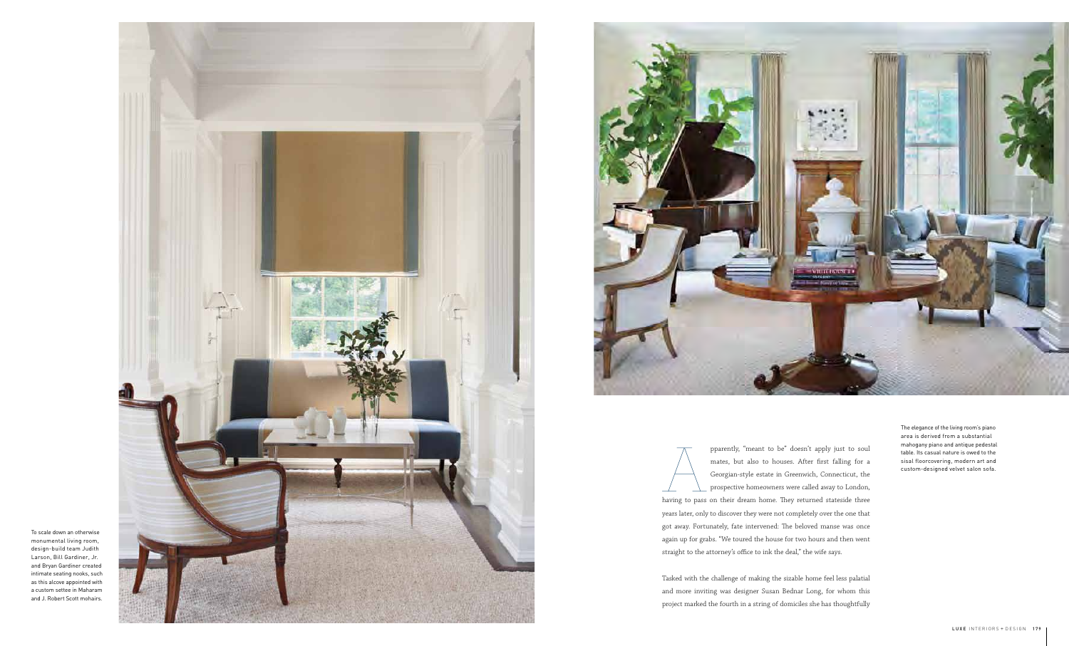To scale down an otherwise monumental living room, design-build team Judith Larson, Bill Gardiner, Jr. and Bryan Gardiner created intimate seating nooks, such as this alcove appointed with a custom settee in Maharam and J. Robert Scott mohairs.

Apparently, "meant to be" doesn't apply just to soul mates, but also to houses. After first falling for a Georgian-style estate in Greenwich, Connecticut, the prospective homeowners were called away to London, having to pass on their dream home. They returned stateside three years later, only to discover they were not completely over the one that got away. Fortunately, fate intervened: The beloved manse was once again up for grabs. "We toured the house for two hours and then went straight to the attorney's office to ink the deal," the wife says.

Tasked with the challenge of making the sizable home feel less palatial and more inviting was designer Susan Bednar Long, for whom this project marked the fourth in a string of domiciles she has thoughtfully

The elegance of the living room's piano area is derived from a substantial mahogany piano and antique pedestal table. Its casual nature is owed to the sisal floorcovering, modern art and custom-designed velvet salon sofa.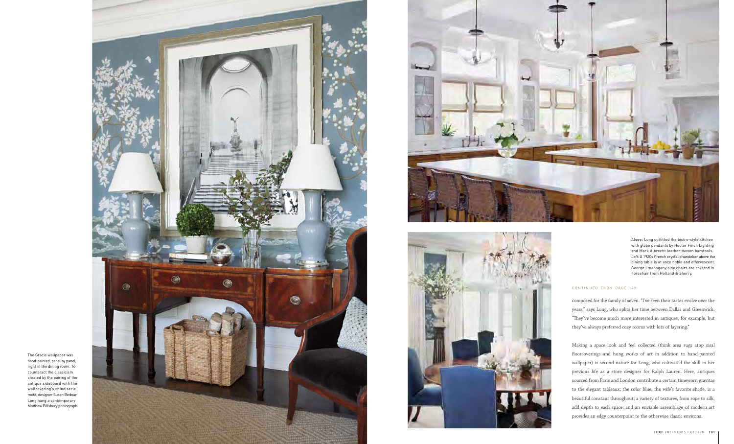The Gracie wallpaper was hand-painted, panel by panel, right in the dining room. To counteract the classicism created by the pairing of the antique sideboard with the wallcovering's chinoiserie motif, designer Susan Bednar Long hung a contemporary Matthew Pillsbury photograph.

*Above:* Long outfitted the bistro-style kitchen with globe pendants by Hector Finch Lighting and Mark Albrecht leather-woven barstools. *Left:* A 1920s French crystal chandelier above the dining table is at once noble and effervescent. George I mahogany side chairs are covered in horsehair from Holland & Sherry.

CONTINUED FROM PAGE 179

composed for the family of seven. "I've seen their tastes evolve over the years," says Long, who splits her time between Dallas and Greenwich. "They've become much more interested in antiques, for example, but they've always preferred cozy rooms with lots of layering."

Making a space look and feel collected (think area rugs atop sisal floorcoverings and hung works of art in addition to hand-painted wallpaper) is second nature for Long, who cultivated the skill in her previous life as a store designer for Ralph Lauren. Here, antiques sourced from Paris and London contribute a certain timeworn gravitas to the elegant tableaux; the color blue, the wife's favorite shade, is a beautiful constant throughout; a variety of textures, from rope to silk, add depth to each space; and an enviable assemblage of modern art provides an edgy counterpoint to the otherwise classic environs.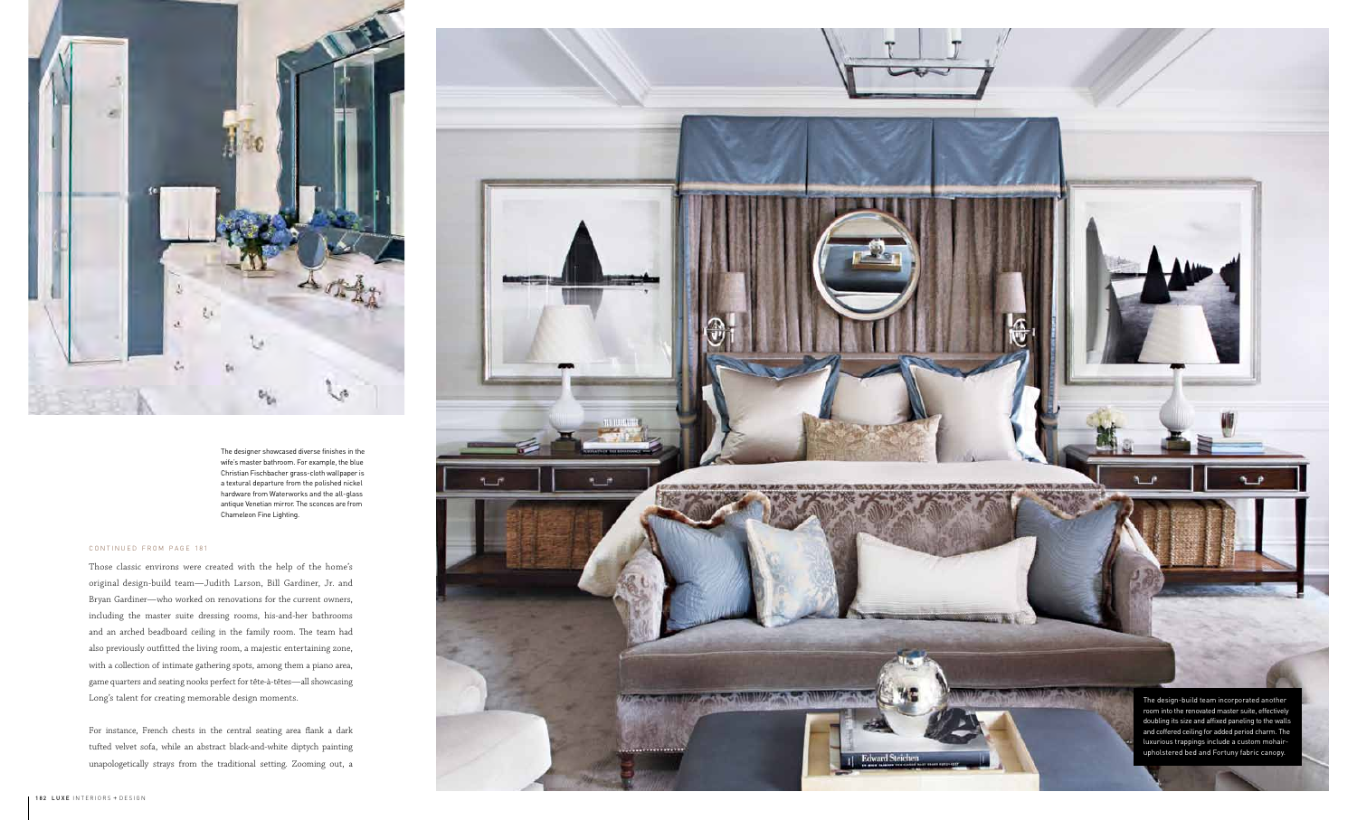The designer showcased diverse finishes in the wife's master bathroom. For example, the blue Christian Fischbacher grass-cloth wallpaper is a textural departure from the polished nickel hardware from Waterworks and the all-glass antique Venetian mirror. The sconces are from Chameleon Fine Lighting.

CONTINUED FROM PAGE 181

Those classic environs were created with the help of the home's original design-build team—Judith Larson, Bill Gardiner, Jr. and Bryan Gardiner—who worked on renovations for the current owners, including the master suite dressing rooms, his-and-her bathrooms and an arched beadboard ceiling in the family room. The team had also previously outfitted the living room, a majestic entertaining zone, with a collection of intimate gathering spots, among them a piano area, game quarters and seating nooks perfect for tête-à-têtes—all showcasing Long's talent for creating memorable design moments.

For instance, French chests in the central seating area flank a dark tufted velvet sofa, while an abstract black-and-white diptych painting unapologetically strays from the traditional setting. Zooming out, a

The design-build team incorporated another room into the renovated master suite, effectively doubling its size and affixed paneling to the walls and coffered ceiling for added period charm. The luxurious trappings include a custom mohair-upholstered bed and Fortuny fabric canopy.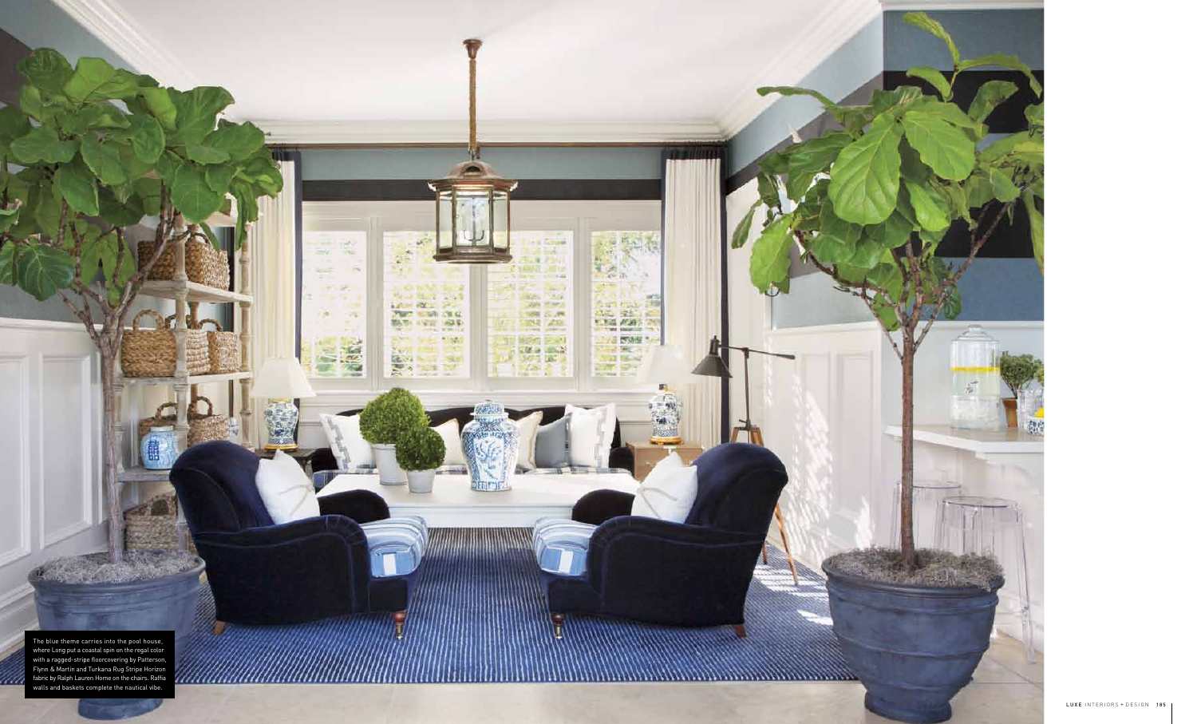The blue theme carries into the pool house, where Long put a coastal spin on the regal color with a ragged-stripe floorcovering by Patterson, Flynn & Martin and Turkana Rug Stripe Horizon fabric by Ralph Lauren Home on the chairs. Raffia walls and baskets complete the nautical vibe.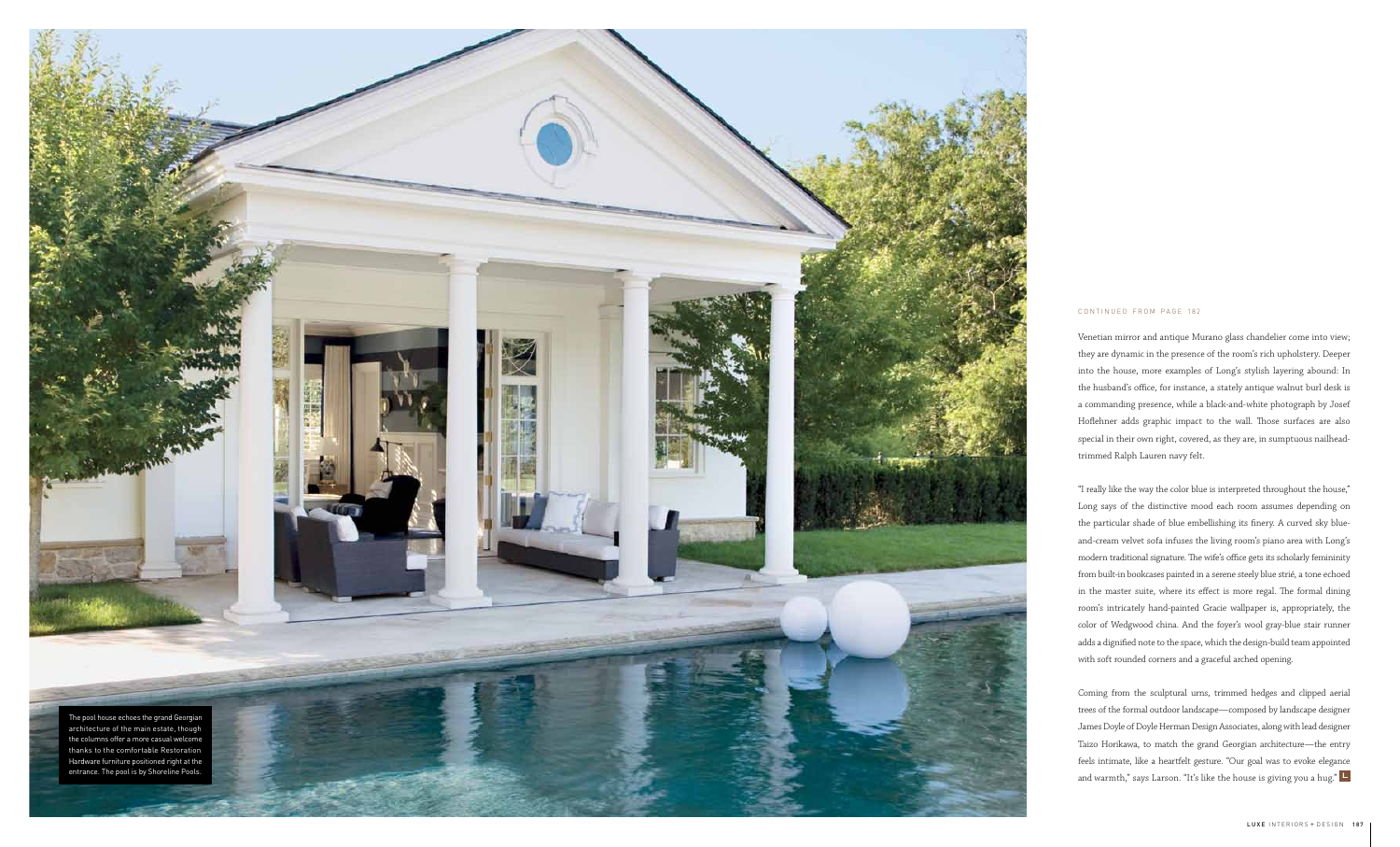The pool house echoes the grand Georgian architecture of the main estate, though the columns offer a more casual welcome thanks to the comfortable Restoration Hardware furniture positioned right at the entrance. The pool is by Shoreline Pools.

CONTINUED FROM PAGE 182

Venetian mirror and antique Murano glass chandelier come into view; they are dynamic in the presence of the room's rich upholstery. Deeper into the house, more examples of Long's stylish layering abound: In the husband's office, for instance, a stately antique walnut burl desk is a commanding presence, while a black-and-white photograph by Josef Hoflehner adds graphic impact to the wall. Those surfaces are also special in their own right, covered, as they are, in sumptuous nailhead-trimmed Ralph Lauren navy felt.

"I really like the way the color blue is interpreted throughout the house," Long says of the distinctive mood each room assumes depending on the particular shade of blue embellishing its finery. A curved sky blue-and-cream velvet sofa infuses the living room's piano area with Long's modern traditional signature. The wife's office gets its scholarly femininity from built-in bookcases painted in a serene steely blue strié, a tone echoed in the master suite, where its effect is more regal. The formal dining room's intricately hand-painted Gracie wallpaper is, appropriately, the color of Wedgwood china. And the foyer's wool gray-blue stair runner adds a dignified note to the space, which the design-build team appointed with soft rounded corners and a graceful arched opening.

Coming from the sculptural urns, trimmed hedges and clipped aerial trees of the formal outdoor landscape—composed by landscape designer James Doyle of Doyle Herman Design Associates, along with lead designer Taizo Horikawa, to match the grand Georgian architecture—the entry feels intimate, like a heartfelt gesture. "Our goal was to evoke elegance and warmth," says Larson. "It's like the house is giving you a hug."